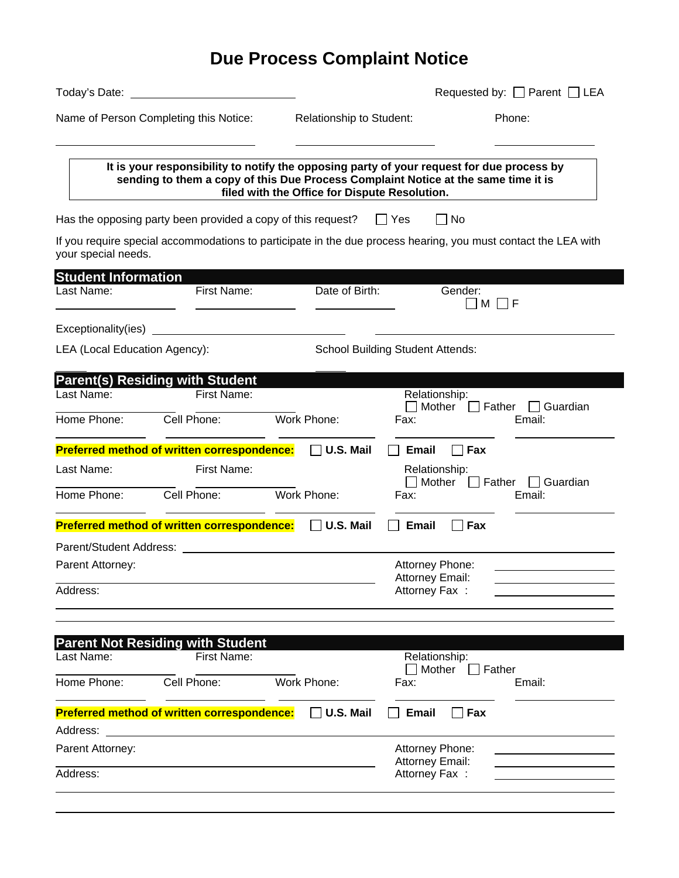# Due Process Complaint Notice

Today's Date: ______________________ Requested by: ☐ Parent ☐ LEA

Name of Person Completing this Notice: ______________________ Relationship to Student: ______________________ Phone: ______________________

**It is your responsibility to notify the opposing party of your request for due process by sending to them a copy of this Due Process Complaint Notice at the same time it is filed with the Office for Dispute Resolution.**

Has the opposing party been provided a copy of this request? ☐ Yes ☐ No

If you require special accommodations to participate in the due process hearing, you must contact the LEA with your special needs.

## Student Information

Last Name: ______________ First Name: ______________ Date of Birth: ______________ Gender: ☐ M ☐ F

Exceptionality(ies) ______________________ ______________________

LEA (Local Education Agency): ______________________ School Building Student Attends: ______________________

## Parent(s) Residing with Student

Last Name: ______________ First Name: ______________ Relationship: ☐ Mother ☐ Father ☐ Guardian

Home Phone: ______________ Cell Phone: ______________ Work Phone: ______________ Fax: ______________ Email: ______________

**Preferred method of written correspondence:** ☐ **U.S. Mail** ☐ **Email** ☐ **Fax**

Last Name: ______________ First Name: ______________ Relationship: ☐ Mother ☐ Father ☐ Guardian

Home Phone: ______________ Cell Phone: ______________ Work Phone: ______________ Fax: ______________ Email: ______________

**Preferred method of written correspondence:** ☐ **U.S. Mail** ☐ **Email** ☐ **Fax**

Parent/Student Address: ______________________________________________

Parent Attorney: ______________________ Attorney Phone: ______________

Attorney Email: ______________

Address: ______________________ Attorney Fax : ______________

______________________________________________

## Parent Not Residing with Student

Last Name: ______________ First Name: ______________ Relationship: ☐ Mother ☐ Father

Home Phone: ______________ Cell Phone: ______________ Work Phone: ______________ Fax: ______________ Email: ______________

**Preferred method of written correspondence:** ☐ **U.S. Mail** ☐ **Email** ☐ **Fax**

Address: ______________________________________________

Parent Attorney: ______________________ Attorney Phone: ______________

Attorney Email: ______________

Address: ______________________ Attorney Fax : ______________

______________________________________________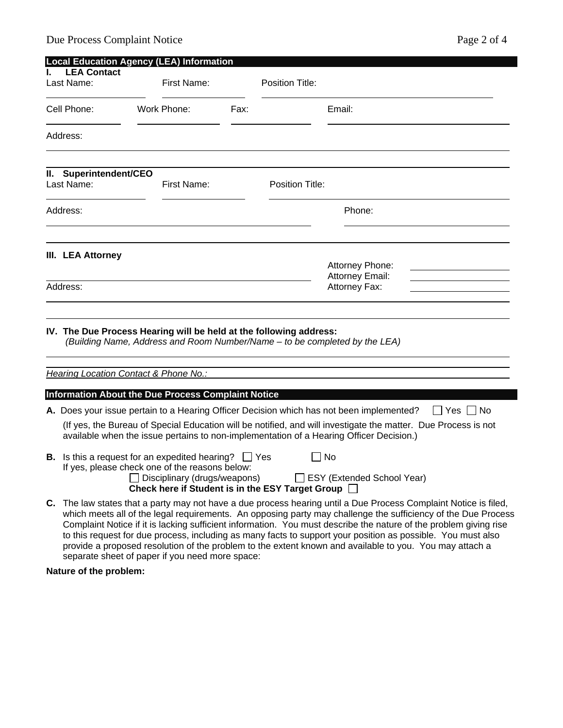## Local Education Agency (LEA) Information

**I. LEA Contact**

Last Name: ______________ First Name: ______________ Position Title: ______________

Cell Phone: ______________ Work Phone: ______________ Fax: ______________ Email: ______________

Address: ______________

**II. Superintendent/CEO**

Last Name: ______________ First Name: ______________ Position Title: ______________

Address: ______________ Phone: ______________

**III. LEA Attorney**

______________

Attorney Phone: ______________
Attorney Email: ______________
Address: ______________ Attorney Fax: ______________

**IV. The Due Process Hearing will be held at the following address:**
*(Building Name, Address and Room Number/Name – to be completed by the LEA)*

______________

*Hearing Location Contact & Phone No.:* ______________

## Information About the Due Process Complaint Notice

**A.** Does your issue pertain to a Hearing Officer Decision which has not been implemented? ☐ Yes ☐ No

(If yes, the Bureau of Special Education will be notified, and will investigate the matter. Due Process is not available when the issue pertains to non-implementation of a Hearing Officer Decision.)

**B.** Is this a request for an expedited hearing? ☐ Yes ☐ No
If yes, please check one of the reasons below:
☐ Disciplinary (drugs/weapons) ☐ ESY (Extended School Year)
**Check here if Student is in the ESY Target Group** ☐

**C.** The law states that a party may not have a due process hearing until a Due Process Complaint Notice is filed, which meets all of the legal requirements. An opposing party may challenge the sufficiency of the Due Process Complaint Notice if it is lacking sufficient information. You must describe the nature of the problem giving rise to this request for due process, including as many facts to support your position as possible. You must also provide a proposed resolution of the problem to the extent known and available to you. You may attach a separate sheet of paper if you need more space:

**Nature of the problem:**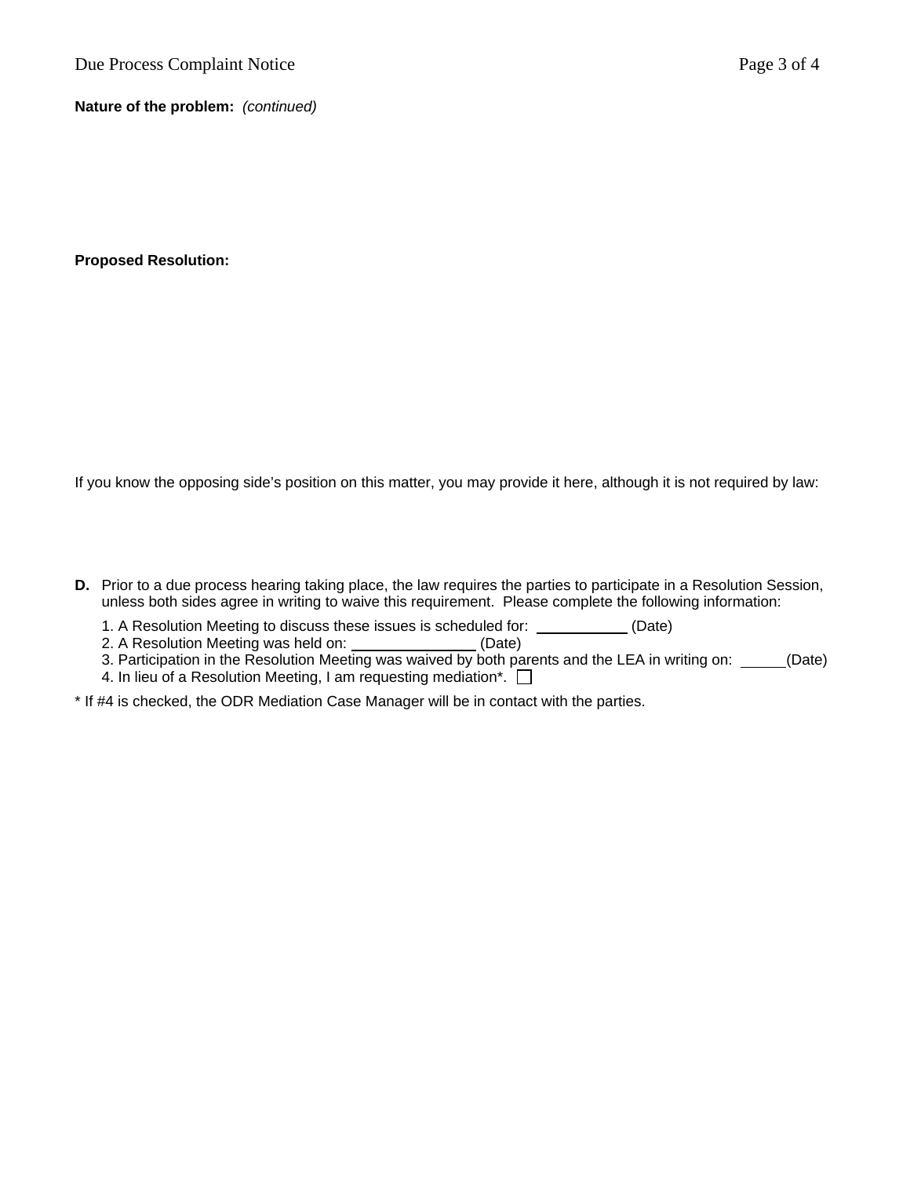**Nature of the problem:** *(continued)*

**Proposed Resolution:**

If you know the opposing side's position on this matter, you may provide it here, although it is not required by law:

**D.** Prior to a due process hearing taking place, the law requires the parties to participate in a Resolution Session, unless both sides agree in writing to waive this requirement. Please complete the following information:

1. A Resolution Meeting to discuss these issues is scheduled for: ____________ (Date)
2. A Resolution Meeting was held on: ________________ (Date)
3. Participation in the Resolution Meeting was waived by both parents and the LEA in writing on: ______(Date)
4. In lieu of a Resolution Meeting, I am requesting mediation*. ☐

* If #4 is checked, the ODR Mediation Case Manager will be in contact with the parties.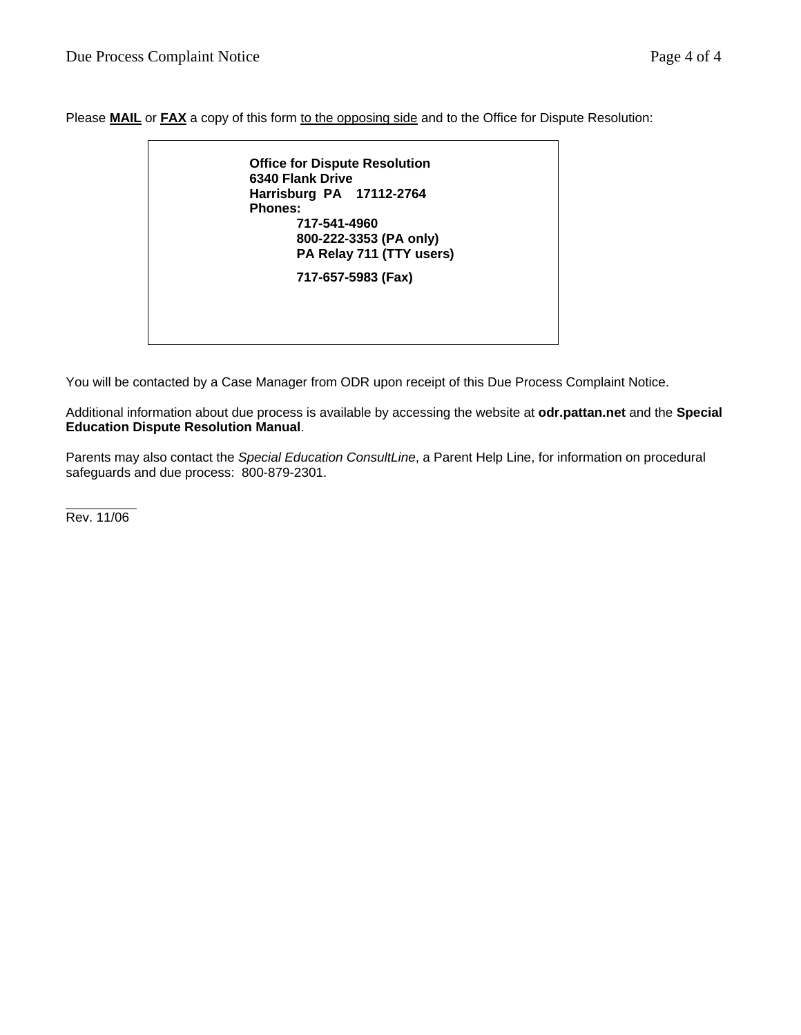Please **MAIL** or **FAX** a copy of this form to the opposing side and to the Office for Dispute Resolution:

**Office for Dispute Resolution**
**6340 Flank Drive**
**Harrisburg PA 17112-2764**
**Phones:**
- **717-541-4960**
- **800-222-3353 (PA only)**
- **PA Relay 711 (TTY users)**
- **717-657-5983 (Fax)**

You will be contacted by a Case Manager from ODR upon receipt of this Due Process Complaint Notice.

Additional information about due process is available by accessing the website at **odr.pattan.net** and the **Special Education Dispute Resolution Manual**.

Parents may also contact the *Special Education ConsultLine*, a Parent Help Line, for information on procedural safeguards and due process: 800-879-2301.

Rev. 11/06